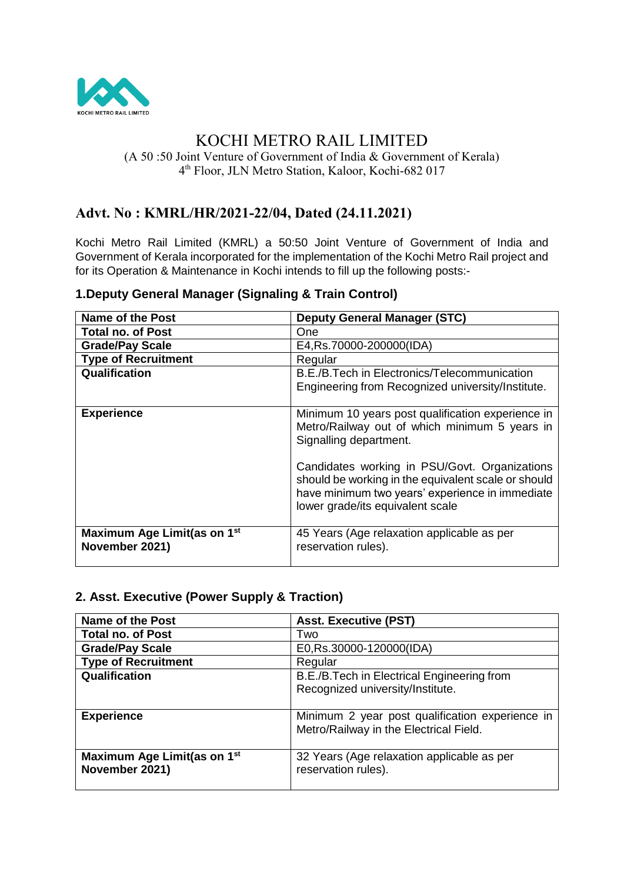KOCHI METRO RAIL LIMITED

# KOCHI METRO RAIL LIMITED

(A 50 :50 Joint Venture of Government of India & Government of Kerala)
4th Floor, JLN Metro Station, Kaloor, Kochi-682 017

## Advt. No : KMRL/HR/2021-22/04, Dated (24.11.2021)

Kochi Metro Rail Limited (KMRL) a 50:50 Joint Venture of Government of India and Government of Kerala incorporated for the implementation of the Kochi Metro Rail project and for its Operation & Maintenance in Kochi intends to fill up the following posts:-

### 1.Deputy General Manager (Signaling & Train Control)

| Name of the Post | Deputy General Manager (STC) |
|---|---|
| Total no. of Post | One |
| Grade/Pay Scale | E4,Rs.70000-200000(IDA) |
| Type of Recruitment | Regular |
| Qualification | B.E./B.Tech in Electronics/Telecommunication Engineering from Recognized university/Institute. |
| Experience | Minimum 10 years post qualification experience in Metro/Railway out of which minimum 5 years in Signalling department.<br><br>Candidates working in PSU/Govt. Organizations should be working in the equivalent scale or should have minimum two years' experience in immediate lower grade/its equivalent scale |
| Maximum Age Limit(as on 1st November 2021) | 45 Years (Age relaxation applicable as per reservation rules). |

### 2. Asst. Executive (Power Supply & Traction)

| Name of the Post | Asst. Executive (PST) |
|---|---|
| Total no. of Post | Two |
| Grade/Pay Scale | E0,Rs.30000-120000(IDA) |
| Type of Recruitment | Regular |
| Qualification | B.E./B.Tech in Electrical Engineering from Recognized university/Institute. |
| Experience | Minimum 2 year post qualification experience in Metro/Railway in the Electrical Field. |
| Maximum Age Limit(as on 1st November 2021) | 32 Years (Age relaxation applicable as per reservation rules). |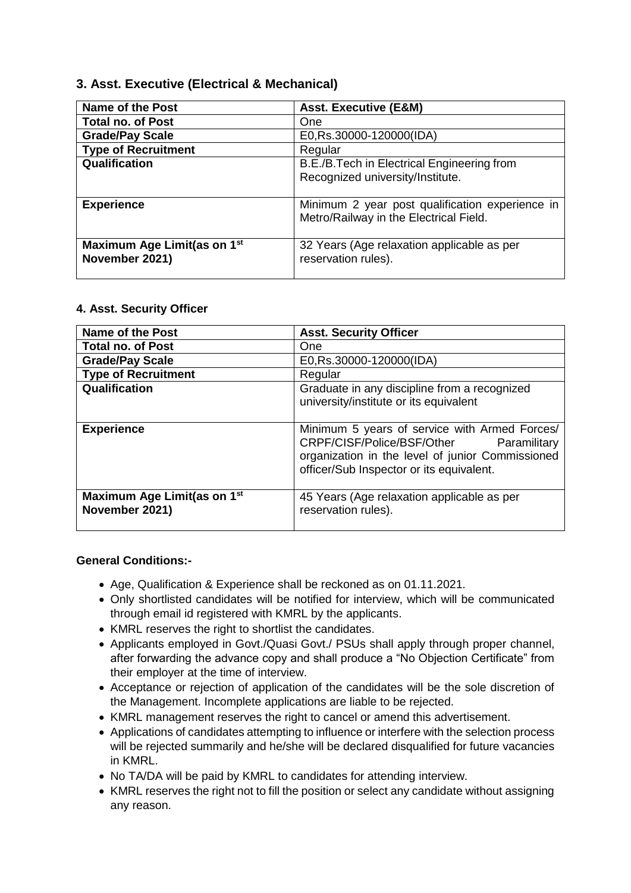### 3. Asst. Executive (Electrical & Mechanical)

| Name of the Post | Asst. Executive (E&M) |
|---|---|
| **Total no. of Post** | One |
| **Grade/Pay Scale** | E0,Rs.30000-120000(IDA) |
| **Type of Recruitment** | Regular |
| **Qualification** | B.E./B.Tech in Electrical Engineering from Recognized university/Institute. |
| **Experience** | Minimum 2 year post qualification experience in Metro/Railway in the Electrical Field. |
| **Maximum Age Limit(as on 1st November 2021)** | 32 Years (Age relaxation applicable as per reservation rules). |

#### 4. Asst. Security Officer

| Name of the Post | Asst. Security Officer |
|---|---|
| **Total no. of Post** | One |
| **Grade/Pay Scale** | E0,Rs.30000-120000(IDA) |
| **Type of Recruitment** | Regular |
| **Qualification** | Graduate in any discipline from a recognized university/institute or its equivalent |
| **Experience** | Minimum 5 years of service with Armed Forces/ CRPF/CISF/Police/BSF/Other Paramilitary organization in the level of junior Commissioned officer/Sub Inspector or its equivalent. |
| **Maximum Age Limit(as on 1st November 2021)** | 45 Years (Age relaxation applicable as per reservation rules). |

**General Conditions:-**

- Age, Qualification & Experience shall be reckoned as on 01.11.2021.
- Only shortlisted candidates will be notified for interview, which will be communicated through email id registered with KMRL by the applicants.
- KMRL reserves the right to shortlist the candidates.
- Applicants employed in Govt./Quasi Govt./ PSUs shall apply through proper channel, after forwarding the advance copy and shall produce a "No Objection Certificate" from their employer at the time of interview.
- Acceptance or rejection of application of the candidates will be the sole discretion of the Management. Incomplete applications are liable to be rejected.
- KMRL management reserves the right to cancel or amend this advertisement.
- Applications of candidates attempting to influence or interfere with the selection process will be rejected summarily and he/she will be declared disqualified for future vacancies in KMRL.
- No TA/DA will be paid by KMRL to candidates for attending interview.
- KMRL reserves the right not to fill the position or select any candidate without assigning any reason.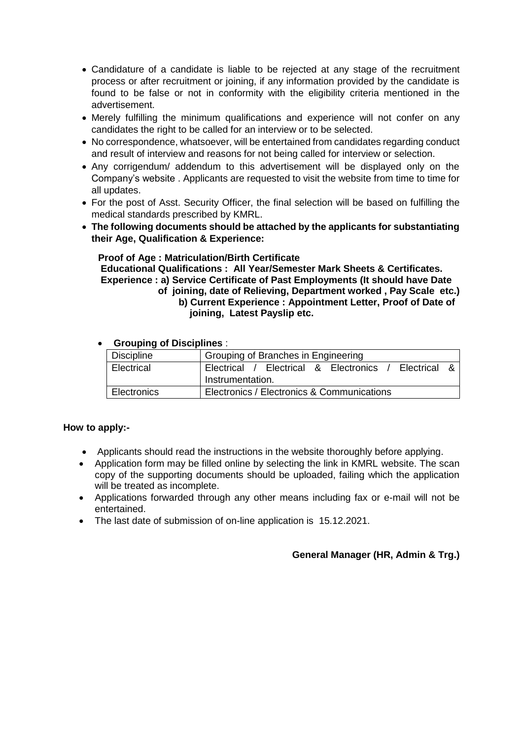- Candidature of a candidate is liable to be rejected at any stage of the recruitment process or after recruitment or joining, if any information provided by the candidate is found to be false or not in conformity with the eligibility criteria mentioned in the advertisement.
- Merely fulfilling the minimum qualifications and experience will not confer on any candidates the right to be called for an interview or to be selected.
- No correspondence, whatsoever, will be entertained from candidates regarding conduct and result of interview and reasons for not being called for interview or selection.
- Any corrigendum/ addendum to this advertisement will be displayed only on the Company's website . Applicants are requested to visit the website from time to time for all updates.
- For the post of Asst. Security Officer, the final selection will be based on fulfilling the medical standards prescribed by KMRL.
- **The following documents should be attached by the applicants for substantiating their Age, Qualification & Experience:**

  **Proof of Age : Matriculation/Birth Certificate**
  **Educational Qualifications : All Year/Semester Mark Sheets & Certificates.**
  **Experience : a) Service Certificate of Past Employments (It should have Date of joining, date of Relieving, Department worked , Pay Scale etc.)**
  **b) Current Experience : Appointment Letter, Proof of Date of joining, Latest Payslip etc.**

- **Grouping of Disciplines** :

| Discipline | Grouping of Branches in Engineering |
|---|---|
| Electrical | Electrical / Electrical & Electronics / Electrical & Instrumentation. |
| Electronics | Electronics / Electronics & Communications |

**How to apply:-**

- Applicants should read the instructions in the website thoroughly before applying.
- Application form may be filled online by selecting the link in KMRL website. The scan copy of the supporting documents should be uploaded, failing which the application will be treated as incomplete.
- Applications forwarded through any other means including fax or e-mail will not be entertained.
- The last date of submission of on-line application is 15.12.2021.

**General Manager (HR, Admin & Trg.)**